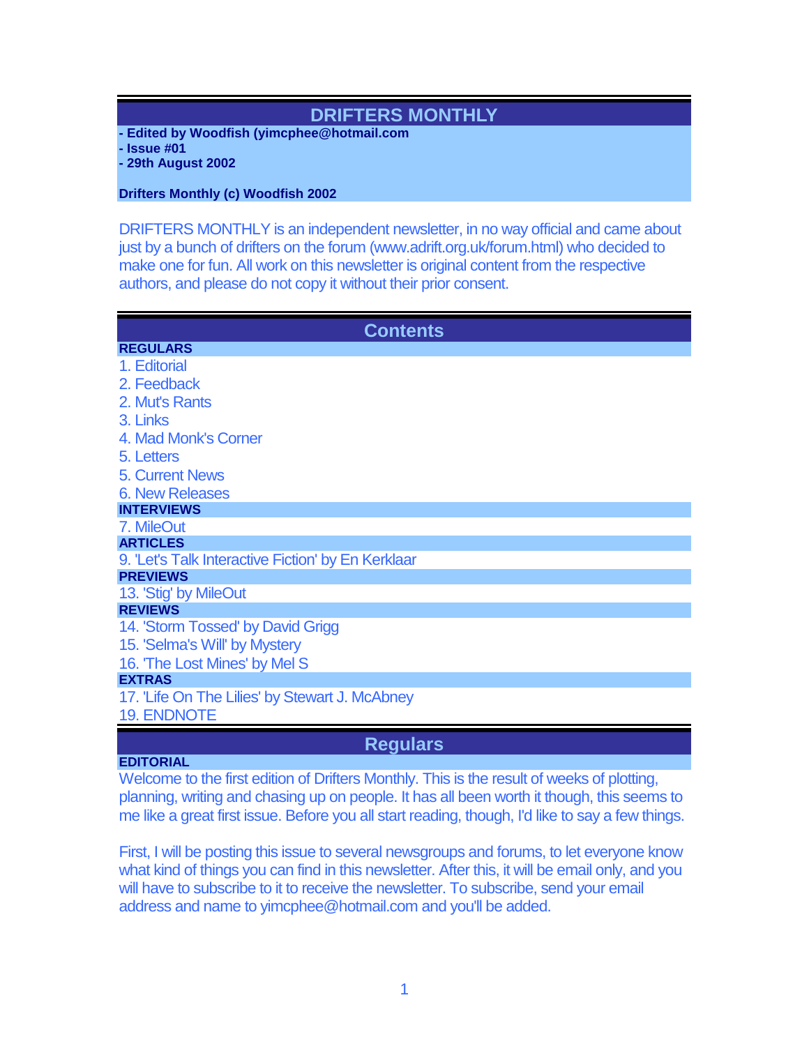# DRIFTERS MONTHLY

**- Edited by Woodfish (yimcphee@hotmail.com**
**- Issue #01**
**- 29th August 2002**

**Drifters Monthly (c) Woodfish 2002**

DRIFTERS MONTHLY is an independent newsletter, in no way official and came about just by a bunch of drifters on the forum (www.adrift.org.uk/forum.html) who decided to make one for fun. All work on this newsletter is original content from the respective authors, and please do not copy it without their prior consent.

## Contents

**REGULARS**

1. Editorial
2. Feedback
2. Mut's Rants
3. Links
4. Mad Monk's Corner
5. Letters
5. Current News
6. New Releases

**INTERVIEWS**

7. MileOut

**ARTICLES**

9. 'Let's Talk Interactive Fiction' by En Kerklaar

**PREVIEWS**

13. 'Stig' by MileOut

**REVIEWS**

14. 'Storm Tossed' by David Grigg
15. 'Selma's Will' by Mystery
16. 'The Lost Mines' by Mel S

**EXTRAS**

17. 'Life On The Lilies' by Stewart J. McAbney
19. ENDNOTE

## Regulars

### EDITORIAL

Welcome to the first edition of Drifters Monthly. This is the result of weeks of plotting, planning, writing and chasing up on people. It has all been worth it though, this seems to me like a great first issue. Before you all start reading, though, I'd like to say a few things.

First, I will be posting this issue to several newsgroups and forums, to let everyone know what kind of things you can find in this newsletter. After this, it will be email only, and you will have to subscribe to it to receive the newsletter. To subscribe, send your email address and name to yimcphee@hotmail.com and you'll be added.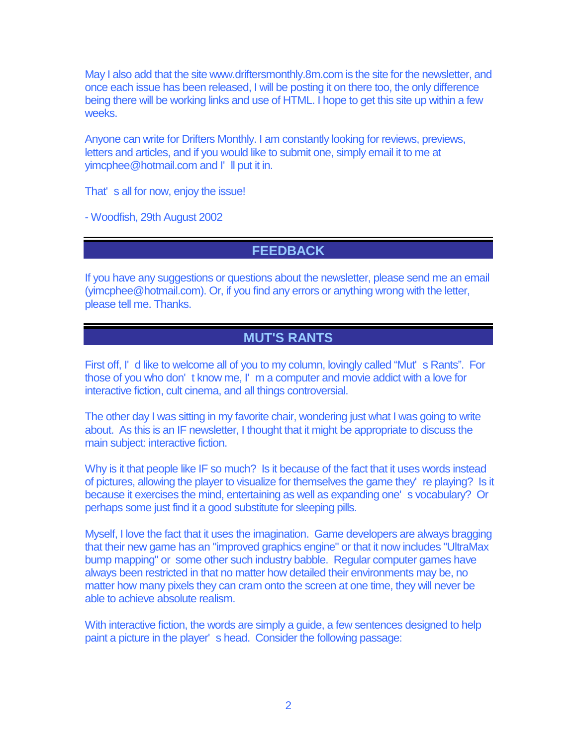May I also add that the site www.driftersmonthly.8m.com is the site for the newsletter, and once each issue has been released, I will be posting it on there too, the only difference being there will be working links and use of HTML. I hope to get this site up within a few weeks.

Anyone can write for Drifters Monthly. I am constantly looking for reviews, previews, letters and articles, and if you would like to submit one, simply email it to me at yimcphee@hotmail.com and I'll put it in.

That's all for now, enjoy the issue!

- Woodfish, 29th August 2002

## FEEDBACK

If you have any suggestions or questions about the newsletter, please send me an email (yimcphee@hotmail.com). Or, if you find any errors or anything wrong with the letter, please tell me. Thanks.

## MUT'S RANTS

First off, I'd like to welcome all of you to my column, lovingly called "Mut's Rants". For those of you who don't know me, I'm a computer and movie addict with a love for interactive fiction, cult cinema, and all things controversial.

The other day I was sitting in my favorite chair, wondering just what I was going to write about. As this is an IF newsletter, I thought that it might be appropriate to discuss the main subject: interactive fiction.

Why is it that people like IF so much? Is it because of the fact that it uses words instead of pictures, allowing the player to visualize for themselves the game they're playing? Is it because it exercises the mind, entertaining as well as expanding one's vocabulary? Or perhaps some just find it a good substitute for sleeping pills.

Myself, I love the fact that it uses the imagination. Game developers are always bragging that their new game has an "improved graphics engine" or that it now includes "UltraMax bump mapping" or some other such industry babble. Regular computer games have always been restricted in that no matter how detailed their environments may be, no matter how many pixels they can cram onto the screen at one time, they will never be able to achieve absolute realism.

With interactive fiction, the words are simply a guide, a few sentences designed to help paint a picture in the player's head. Consider the following passage: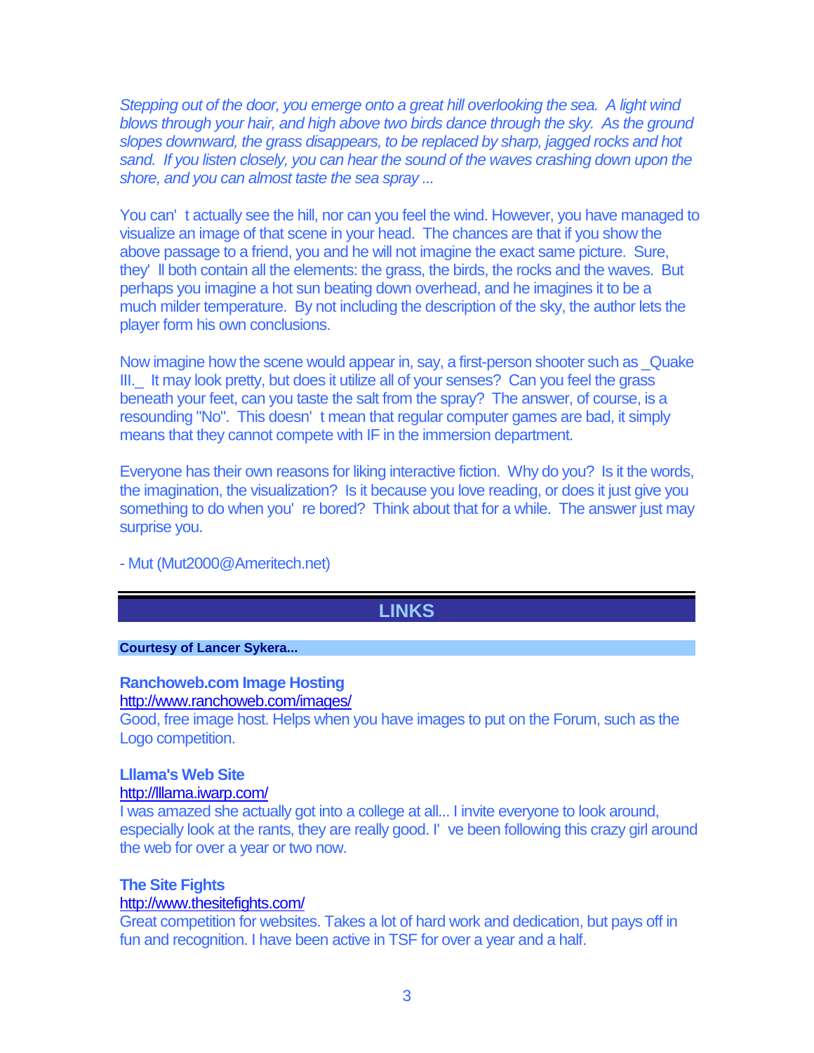*Stepping out of the door, you emerge onto a great hill overlooking the sea. A light wind blows through your hair, and high above two birds dance through the sky. As the ground slopes downward, the grass disappears, to be replaced by sharp, jagged rocks and hot sand. If you listen closely, you can hear the sound of the waves crashing down upon the shore, and you can almost taste the sea spray ...*

You can' t actually see the hill, nor can you feel the wind. However, you have managed to visualize an image of that scene in your head. The chances are that if you show the above passage to a friend, you and he will not imagine the exact same picture. Sure, they' ll both contain all the elements: the grass, the birds, the rocks and the waves. But perhaps you imagine a hot sun beating down overhead, and he imagines it to be a much milder temperature. By not including the description of the sky, the author lets the player form his own conclusions.

Now imagine how the scene would appear in, say, a first-person shooter such as _Quake III._ It may look pretty, but does it utilize all of your senses? Can you feel the grass beneath your feet, can you taste the salt from the spray? The answer, of course, is a resounding "No". This doesn' t mean that regular computer games are bad, it simply means that they cannot compete with IF in the immersion department.

Everyone has their own reasons for liking interactive fiction. Why do you? Is it the words, the imagination, the visualization? Is it because you love reading, or does it just give you something to do when you' re bored? Think about that for a while. The answer just may surprise you.

- Mut (Mut2000@Ameritech.net)

## LINKS

**Courtesy of Lancer Sykera...**

**Ranchoweb.com Image Hosting**
http://www.ranchoweb.com/images/
Good, free image host. Helps when you have images to put on the Forum, such as the Logo competition.

**Lllama's Web Site**
http://lllama.iwarp.com/
I was amazed she actually got into a college at all... I invite everyone to look around, especially look at the rants, they are really good. I' ve been following this crazy girl around the web for over a year or two now.

**The Site Fights**
http://www.thesitefights.com/
Great competition for websites. Takes a lot of hard work and dedication, but pays off in fun and recognition. I have been active in TSF for over a year and a half.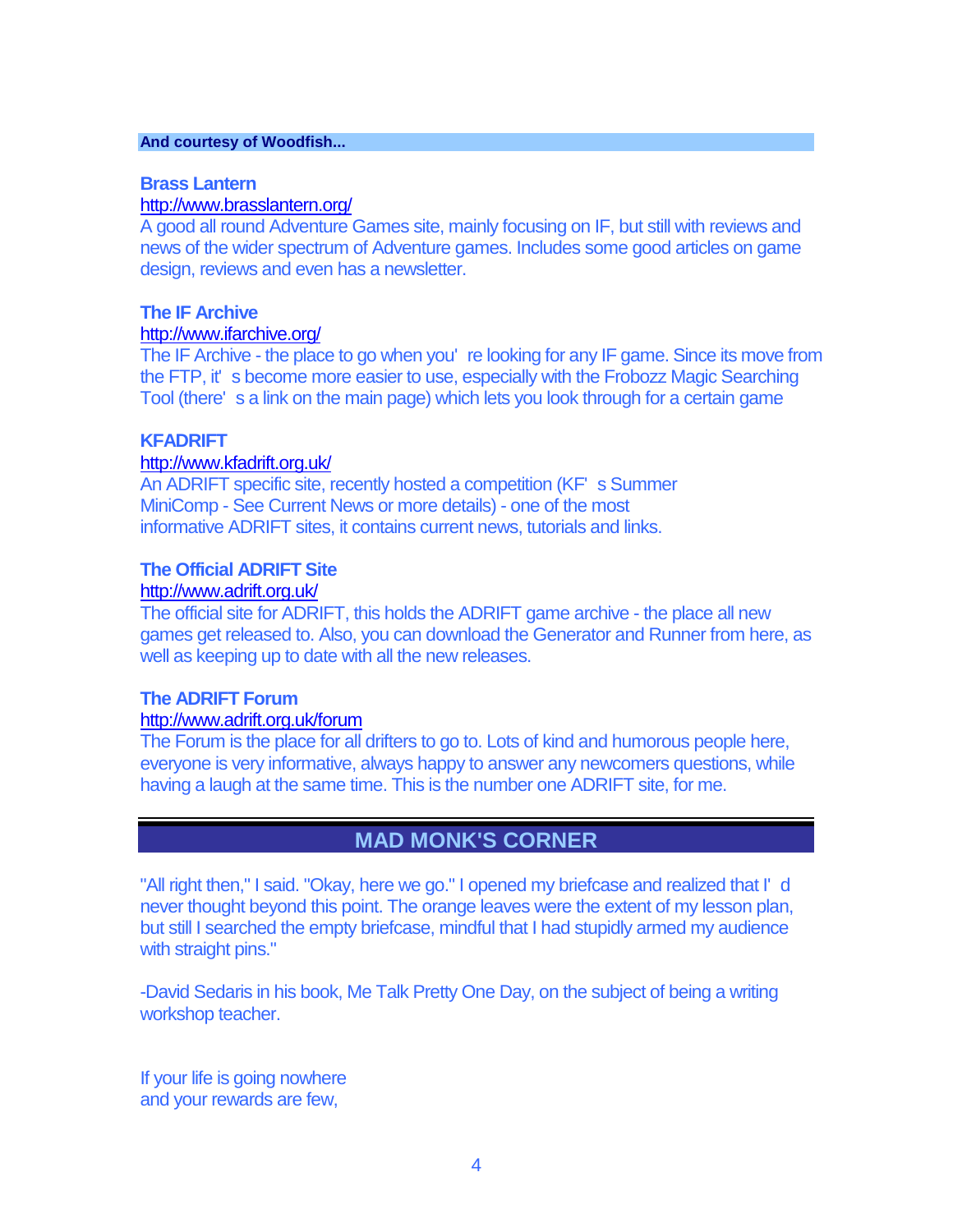**And courtesy of Woodfish...**

### Brass Lantern

http://www.brasslantern.org/

A good all round Adventure Games site, mainly focusing on IF, but still with reviews and news of the wider spectrum of Adventure games. Includes some good articles on game design, reviews and even has a newsletter.

### The IF Archive

http://www.ifarchive.org/

The IF Archive - the place to go when you're looking for any IF game. Since its move from the FTP, it's become more easier to use, especially with the Frobozz Magic Searching Tool (there's a link on the main page) which lets you look through for a certain game

### KFADRIFT

http://www.kfadrift.org.uk/

An ADRIFT specific site, recently hosted a competition (KF's Summer MiniComp - See Current News or more details) - one of the most informative ADRIFT sites, it contains current news, tutorials and links.

### The Official ADRIFT Site

http://www.adrift.org.uk/

The official site for ADRIFT, this holds the ADRIFT game archive - the place all new games get released to. Also, you can download the Generator and Runner from here, as well as keeping up to date with all the new releases.

### The ADRIFT Forum

http://www.adrift.org.uk/forum

The Forum is the place for all drifters to go to. Lots of kind and humorous people here, everyone is very informative, always happy to answer any newcomers questions, while having a laugh at the same time. This is the number one ADRIFT site, for me.

## MAD MONK'S CORNER

"All right then," I said. "Okay, here we go." I opened my briefcase and realized that I'd never thought beyond this point. The orange leaves were the extent of my lesson plan, but still I searched the empty briefcase, mindful that I had stupidly armed my audience with straight pins."

-David Sedaris in his book, Me Talk Pretty One Day, on the subject of being a writing workshop teacher.

If your life is going nowhere
and your rewards are few,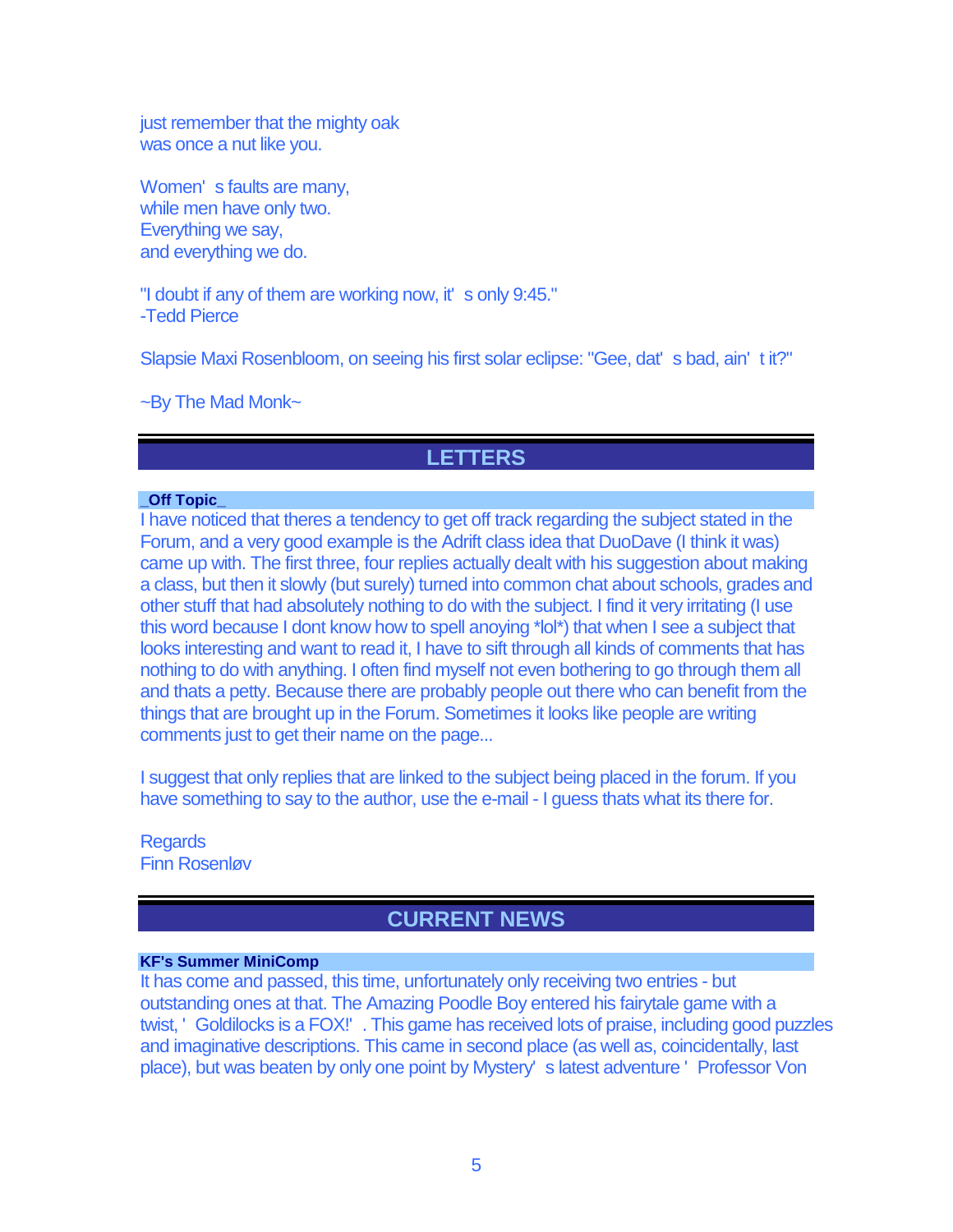just remember that the mighty oak
was once a nut like you.

Women's faults are many,
while men have only two.
Everything we say,
and everything we do.

"I doubt if any of them are working now, it's only 9:45."
-Tedd Pierce

Slapsie Maxi Rosenbloom, on seeing his first solar eclipse: "Gee, dat's bad, ain't it?"

~By The Mad Monk~

## LETTERS

### _Off Topic_

I have noticed that theres a tendency to get off track regarding the subject stated in the Forum, and a very good example is the Adrift class idea that DuoDave (I think it was) came up with. The first three, four replies actually dealt with his suggestion about making a class, but then it slowly (but surely) turned into common chat about schools, grades and other stuff that had absolutely nothing to do with the subject. I find it very irritating (I use this word because I dont know how to spell anoying *lol*) that when I see a subject that looks interesting and want to read it, I have to sift through all kinds of comments that has nothing to do with anything. I often find myself not even bothering to go through them all and thats a petty. Because there are probably people out there who can benefit from the things that are brought up in the Forum. Sometimes it looks like people are writing comments just to get their name on the page...

I suggest that only replies that are linked to the subject being placed in the forum. If you have something to say to the author, use the e-mail - I guess thats what its there for.

Regards
Finn Rosenløv

## CURRENT NEWS

### KF's Summer MiniComp

It has come and passed, this time, unfortunately only receiving two entries - but outstanding ones at that. The Amazing Poodle Boy entered his fairytale game with a twist, 'Goldilocks is a FOX!'. This game has received lots of praise, including good puzzles and imaginative descriptions. This came in second place (as well as, coincidentally, last place), but was beaten by only one point by Mystery's latest adventure 'Professor Von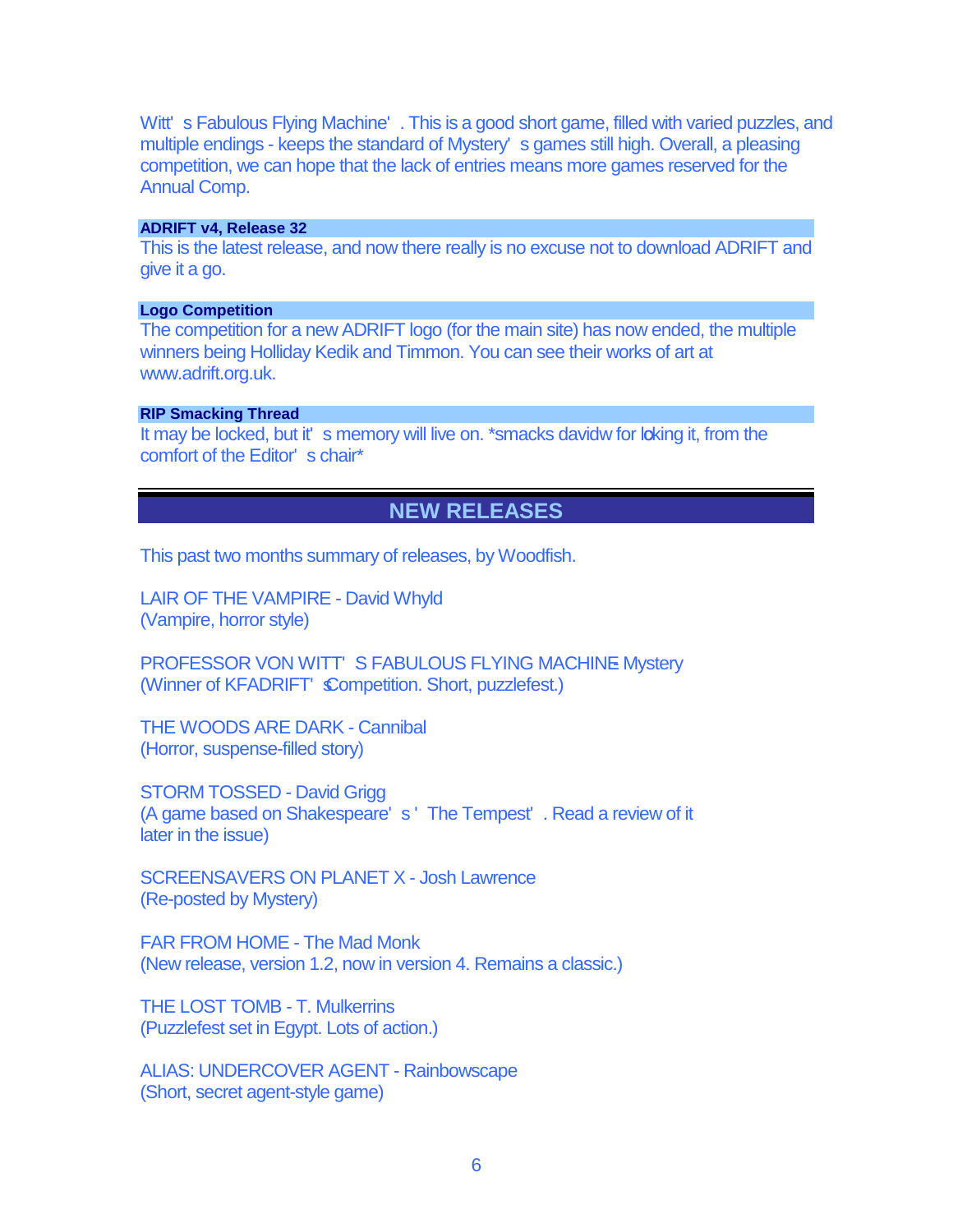Witt's Fabulous Flying Machine'. This is a good short game, filled with varied puzzles, and multiple endings - keeps the standard of Mystery's games still high. Overall, a pleasing competition, we can hope that the lack of entries means more games reserved for the Annual Comp.

### ADRIFT v4, Release 32

This is the latest release, and now there really is no excuse not to download ADRIFT and give it a go.

### Logo Competition

The competition for a new ADRIFT logo (for the main site) has now ended, the multiple winners being Holliday Kedik and Timmon. You can see their works of art at www.adrift.org.uk.

### RIP Smacking Thread

It may be locked, but it's memory will live on. *smacks davidw for locking it, from the comfort of the Editor's chair*

## NEW RELEASES

This past two months summary of releases, by Woodfish.

LAIR OF THE VAMPIRE - David Whyld
(Vampire, horror style)

PROFESSOR VON WITT'S FABULOUS FLYING MACHINE - Mystery
(Winner of KFADRIFT's Competition. Short, puzzlefest.)

THE WOODS ARE DARK - Cannibal
(Horror, suspense-filled story)

STORM TOSSED - David Grigg
(A game based on Shakespeare's 'The Tempest'. Read a review of it later in the issue)

SCREENSAVERS ON PLANET X - Josh Lawrence
(Re-posted by Mystery)

FAR FROM HOME - The Mad Monk
(New release, version 1.2, now in version 4. Remains a classic.)

THE LOST TOMB - T. Mulkerrins
(Puzzlefest set in Egypt. Lots of action.)

ALIAS: UNDERCOVER AGENT - Rainbowscape
(Short, secret agent-style game)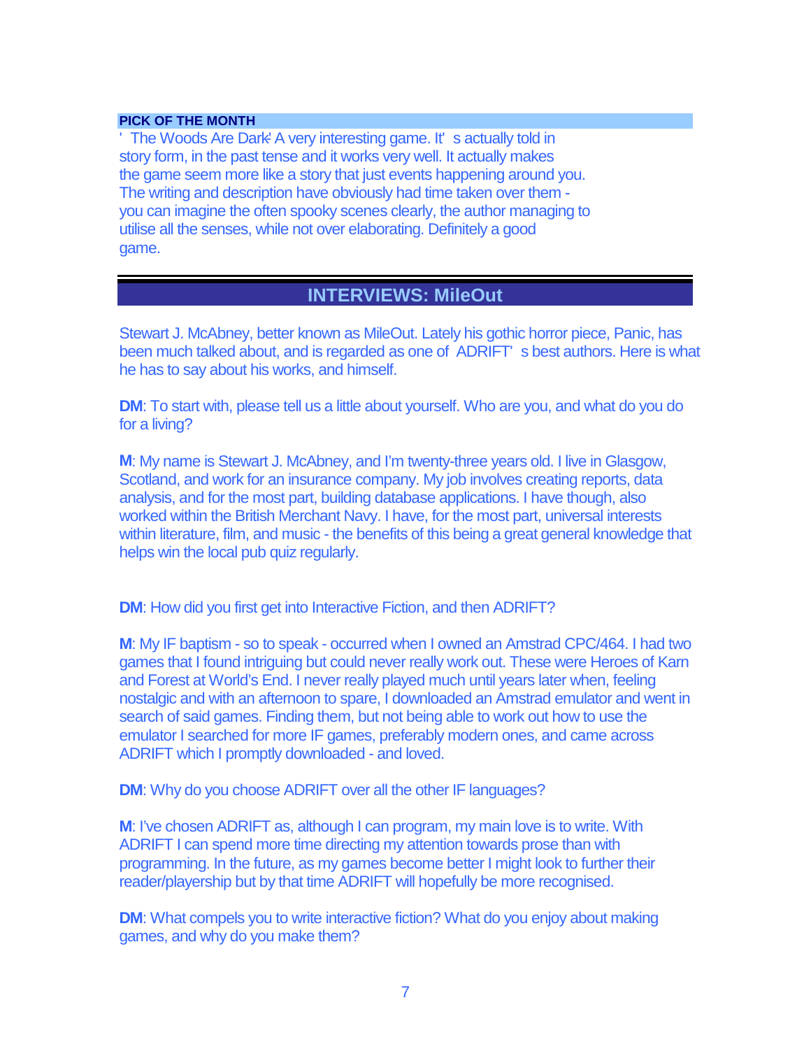## PICK OF THE MONTH

'The Woods Are Dark' A very interesting game. It's actually told in story form, in the past tense and it works very well. It actually makes the game seem more like a story that just events happening around you. The writing and description have obviously had time taken over them - you can imagine the often spooky scenes clearly, the author managing to utilise all the senses, while not over elaborating. Definitely a good game.

## INTERVIEWS: MileOut

Stewart J. McAbney, better known as MileOut. Lately his gothic horror piece, Panic, has been much talked about, and is regarded as one of ADRIFT's best authors. Here is what he has to say about his works, and himself.

**DM**: To start with, please tell us a little about yourself. Who are you, and what do you do for a living?

**M**: My name is Stewart J. McAbney, and I'm twenty-three years old. I live in Glasgow, Scotland, and work for an insurance company. My job involves creating reports, data analysis, and for the most part, building database applications. I have though, also worked within the British Merchant Navy. I have, for the most part, universal interests within literature, film, and music - the benefits of this being a great general knowledge that helps win the local pub quiz regularly.

**DM**: How did you first get into Interactive Fiction, and then ADRIFT?

**M**: My IF baptism - so to speak - occurred when I owned an Amstrad CPC/464. I had two games that I found intriguing but could never really work out. These were Heroes of Karn and Forest at World's End. I never really played much until years later when, feeling nostalgic and with an afternoon to spare, I downloaded an Amstrad emulator and went in search of said games. Finding them, but not being able to work out how to use the emulator I searched for more IF games, preferably modern ones, and came across ADRIFT which I promptly downloaded - and loved.

**DM**: Why do you choose ADRIFT over all the other IF languages?

**M**: I've chosen ADRIFT as, although I can program, my main love is to write. With ADRIFT I can spend more time directing my attention towards prose than with programming. In the future, as my games become better I might look to further their reader/playership but by that time ADRIFT will hopefully be more recognised.

**DM**: What compels you to write interactive fiction? What do you enjoy about making games, and why do you make them?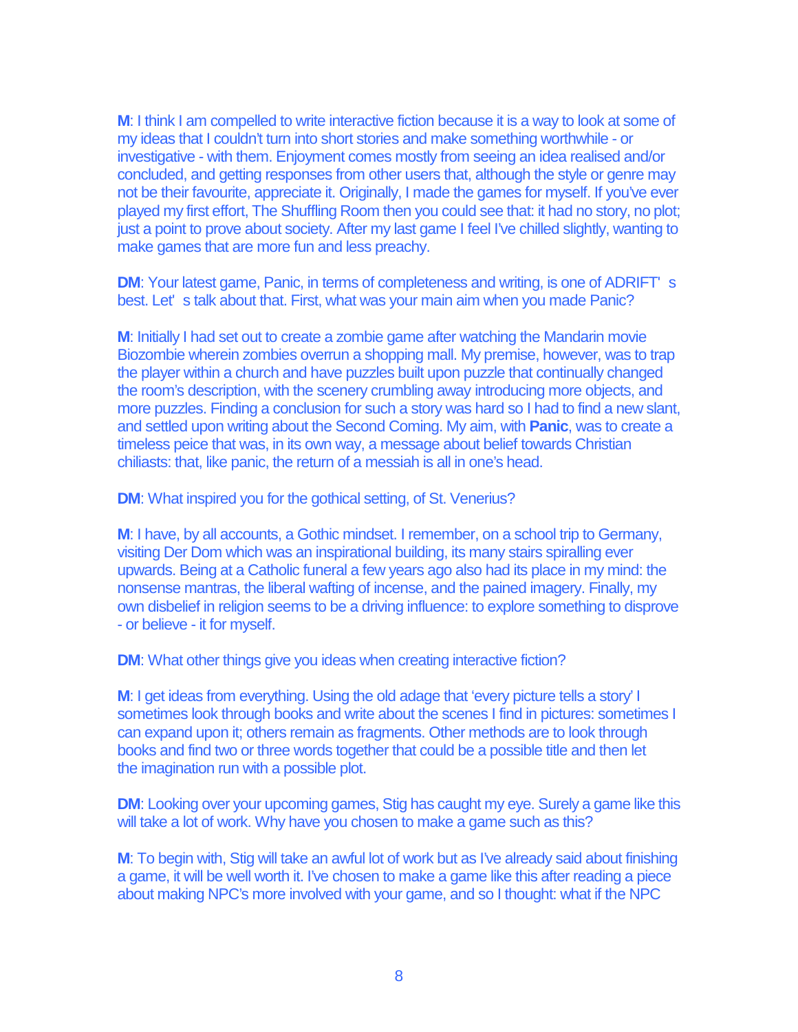**M**: I think I am compelled to write interactive fiction because it is a way to look at some of my ideas that I couldn't turn into short stories and make something worthwhile - or investigative - with them. Enjoyment comes mostly from seeing an idea realised and/or concluded, and getting responses from other users that, although the style or genre may not be their favourite, appreciate it. Originally, I made the games for myself. If you've ever played my first effort, The Shuffling Room then you could see that: it had no story, no plot; just a point to prove about society. After my last game I feel I've chilled slightly, wanting to make games that are more fun and less preachy.

**DM**: Your latest game, Panic, in terms of completeness and writing, is one of ADRIFT' s best. Let' s talk about that. First, what was your main aim when you made Panic?

**M**: Initially I had set out to create a zombie game after watching the Mandarin movie Biozombie wherein zombies overrun a shopping mall. My premise, however, was to trap the player within a church and have puzzles built upon puzzle that continually changed the room's description, with the scenery crumbling away introducing more objects, and more puzzles. Finding a conclusion for such a story was hard so I had to find a new slant, and settled upon writing about the Second Coming. My aim, with **Panic**, was to create a timeless peice that was, in its own way, a message about belief towards Christian chiliasts: that, like panic, the return of a messiah is all in one's head.

**DM**: What inspired you for the gothical setting, of St. Venerius?

**M**: I have, by all accounts, a Gothic mindset. I remember, on a school trip to Germany, visiting Der Dom which was an inspirational building, its many stairs spiralling ever upwards. Being at a Catholic funeral a few years ago also had its place in my mind: the nonsense mantras, the liberal wafting of incense, and the pained imagery. Finally, my own disbelief in religion seems to be a driving influence: to explore something to disprove - or believe - it for myself.

**DM**: What other things give you ideas when creating interactive fiction?

**M**: I get ideas from everything. Using the old adage that 'every picture tells a story' I sometimes look through books and write about the scenes I find in pictures: sometimes I can expand upon it; others remain as fragments. Other methods are to look through books and find two or three words together that could be a possible title and then let the imagination run with a possible plot.

**DM**: Looking over your upcoming games, Stig has caught my eye. Surely a game like this will take a lot of work. Why have you chosen to make a game such as this?

**M**: To begin with, Stig will take an awful lot of work but as I've already said about finishing a game, it will be well worth it. I've chosen to make a game like this after reading a piece about making NPC's more involved with your game, and so I thought: what if the NPC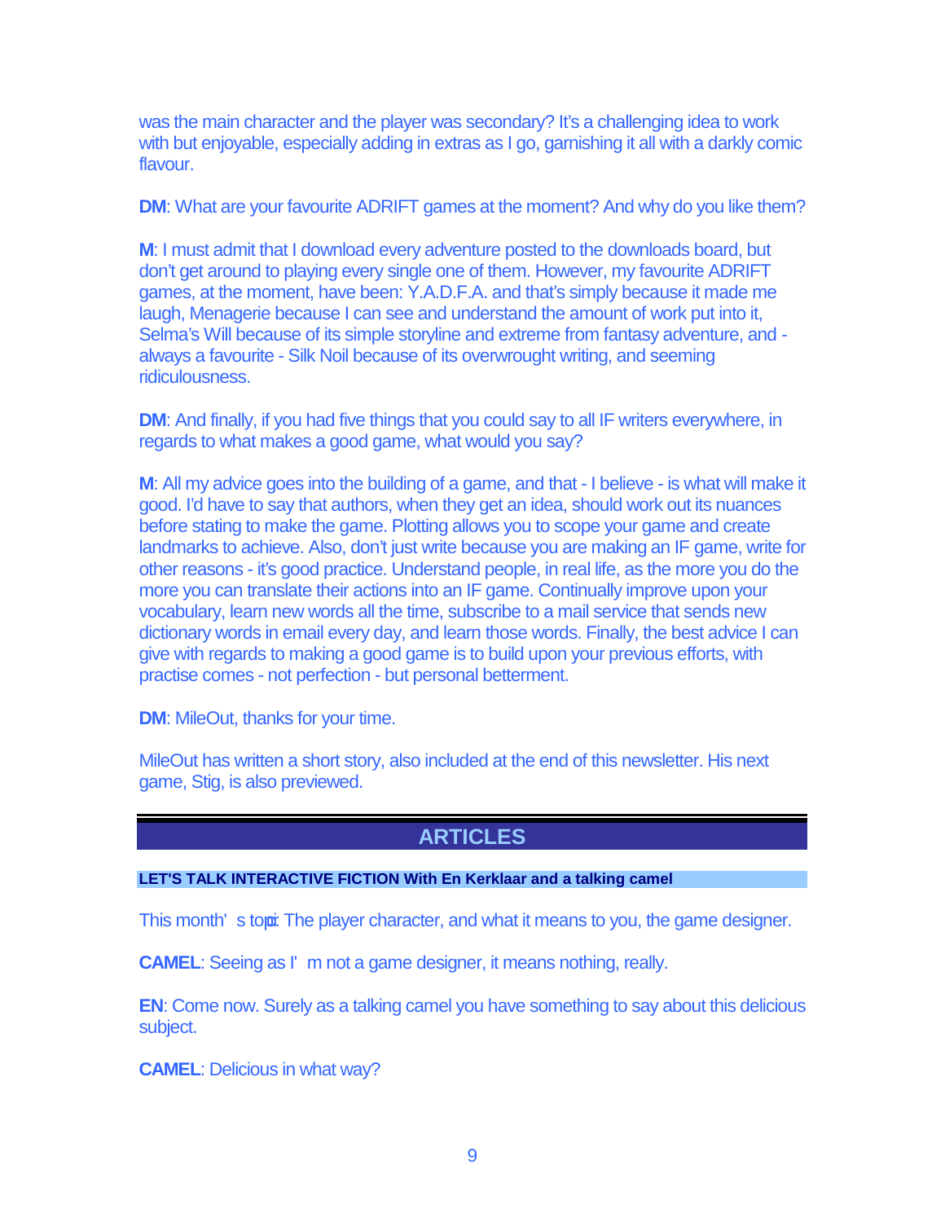was the main character and the player was secondary? It's a challenging idea to work with but enjoyable, especially adding in extras as I go, garnishing it all with a darkly comic flavour.

**DM**: What are your favourite ADRIFT games at the moment? And why do you like them?

**M**: I must admit that I download every adventure posted to the downloads board, but don't get around to playing every single one of them. However, my favourite ADRIFT games, at the moment, have been: Y.A.D.F.A. and that's simply because it made me laugh, Menagerie because I can see and understand the amount of work put into it, Selma's Will because of its simple storyline and extreme from fantasy adventure, and - always a favourite - Silk Noil because of its overwrought writing, and seeming ridiculousness.

**DM**: And finally, if you had five things that you could say to all IF writers everywhere, in regards to what makes a good game, what would you say?

**M**: All my advice goes into the building of a game, and that - I believe - is what will make it good. I'd have to say that authors, when they get an idea, should work out its nuances before stating to make the game. Plotting allows you to scope your game and create landmarks to achieve. Also, don't just write because you are making an IF game, write for other reasons - it's good practice. Understand people, in real life, as the more you do the more you can translate their actions into an IF game. Continually improve upon your vocabulary, learn new words all the time, subscribe to a mail service that sends new dictionary words in email every day, and learn those words. Finally, the best advice I can give with regards to making a good game is to build upon your previous efforts, with practise comes - not perfection - but personal betterment.

**DM**: MileOut, thanks for your time.

MileOut has written a short story, also included at the end of this newsletter. His next game, Stig, is also previewed.

## ARTICLES

### LET'S TALK INTERACTIVE FICTION With En Kerklaar and a talking camel

This month's topic: The player character, and what it means to you, the game designer.

**CAMEL**: Seeing as I'm not a game designer, it means nothing, really.

**EN**: Come now. Surely as a talking camel you have something to say about this delicious subject.

**CAMEL**: Delicious in what way?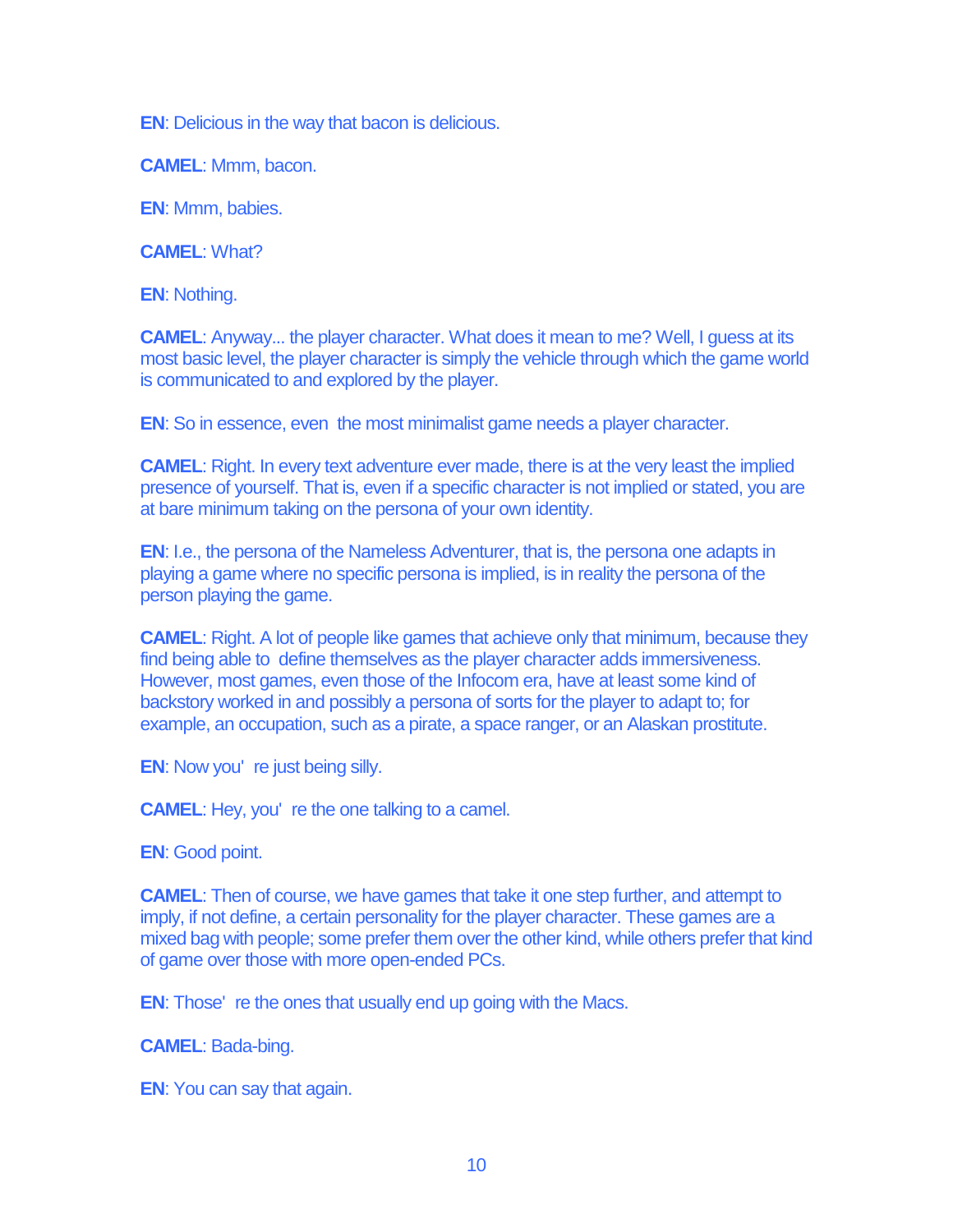**EN**: Delicious in the way that bacon is delicious.

**CAMEL**: Mmm, bacon.

**EN**: Mmm, babies.

**CAMEL**: What?

**EN**: Nothing.

**CAMEL**: Anyway... the player character. What does it mean to me? Well, I guess at its most basic level, the player character is simply the vehicle through which the game world is communicated to and explored by the player.

**EN**: So in essence, even the most minimalist game needs a player character.

**CAMEL**: Right. In every text adventure ever made, there is at the very least the implied presence of yourself. That is, even if a specific character is not implied or stated, you are at bare minimum taking on the persona of your own identity.

**EN**: I.e., the persona of the Nameless Adventurer, that is, the persona one adapts in playing a game where no specific persona is implied, is in reality the persona of the person playing the game.

**CAMEL**: Right. A lot of people like games that achieve only that minimum, because they find being able to define themselves as the player character adds immersiveness. However, most games, even those of the Infocom era, have at least some kind of backstory worked in and possibly a persona of sorts for the player to adapt to; for example, an occupation, such as a pirate, a space ranger, or an Alaskan prostitute.

**EN**: Now you' re just being silly.

**CAMEL**: Hey, you' re the one talking to a camel.

**EN**: Good point.

**CAMEL**: Then of course, we have games that take it one step further, and attempt to imply, if not define, a certain personality for the player character. These games are a mixed bag with people; some prefer them over the other kind, while others prefer that kind of game over those with more open-ended PCs.

**EN**: Those' re the ones that usually end up going with the Macs.

**CAMEL**: Bada-bing.

**EN**: You can say that again.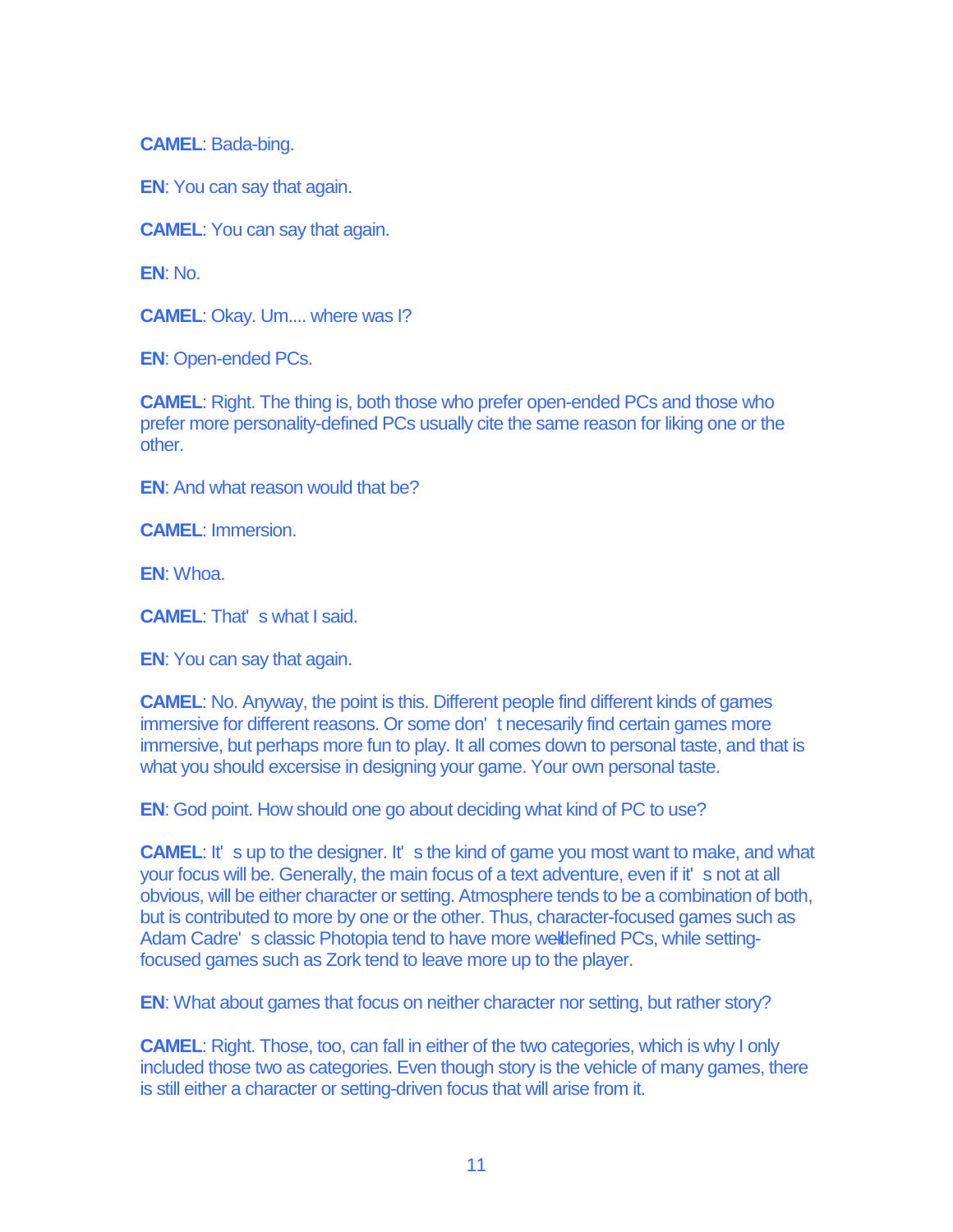**CAMEL**: Bada-bing.

**EN**: You can say that again.

**CAMEL**: You can say that again.

**EN**: No.

**CAMEL**: Okay. Um.... where was I?

**EN**: Open-ended PCs.

**CAMEL**: Right. The thing is, both those who prefer open-ended PCs and those who prefer more personality-defined PCs usually cite the same reason for liking one or the other.

**EN**: And what reason would that be?

**CAMEL**: Immersion.

**EN**: Whoa.

**CAMEL**: That's what I said.

**EN**: You can say that again.

**CAMEL**: No. Anyway, the point is this. Different people find different kinds of games immersive for different reasons. Or some don't necesarily find certain games more immersive, but perhaps more fun to play. It all comes down to personal taste, and that is what you should excersise in designing your game. Your own personal taste.

**EN**: God point. How should one go about deciding what kind of PC to use?

**CAMEL**: It's up to the designer. It's the kind of game you most want to make, and what your focus will be. Generally, the main focus of a text adventure, even if it's not at all obvious, will be either character or setting. Atmosphere tends to be a combination of both, but is contributed to more by one or the other. Thus, character-focused games such as Adam Cadre's classic Photopia tend to have more well-defined PCs, while setting-focused games such as Zork tend to leave more up to the player.

**EN**: What about games that focus on neither character nor setting, but rather story?

**CAMEL**: Right. Those, too, can fall in either of the two categories, which is why I only included those two as categories. Even though story is the vehicle of many games, there is still either a character or setting-driven focus that will arise from it.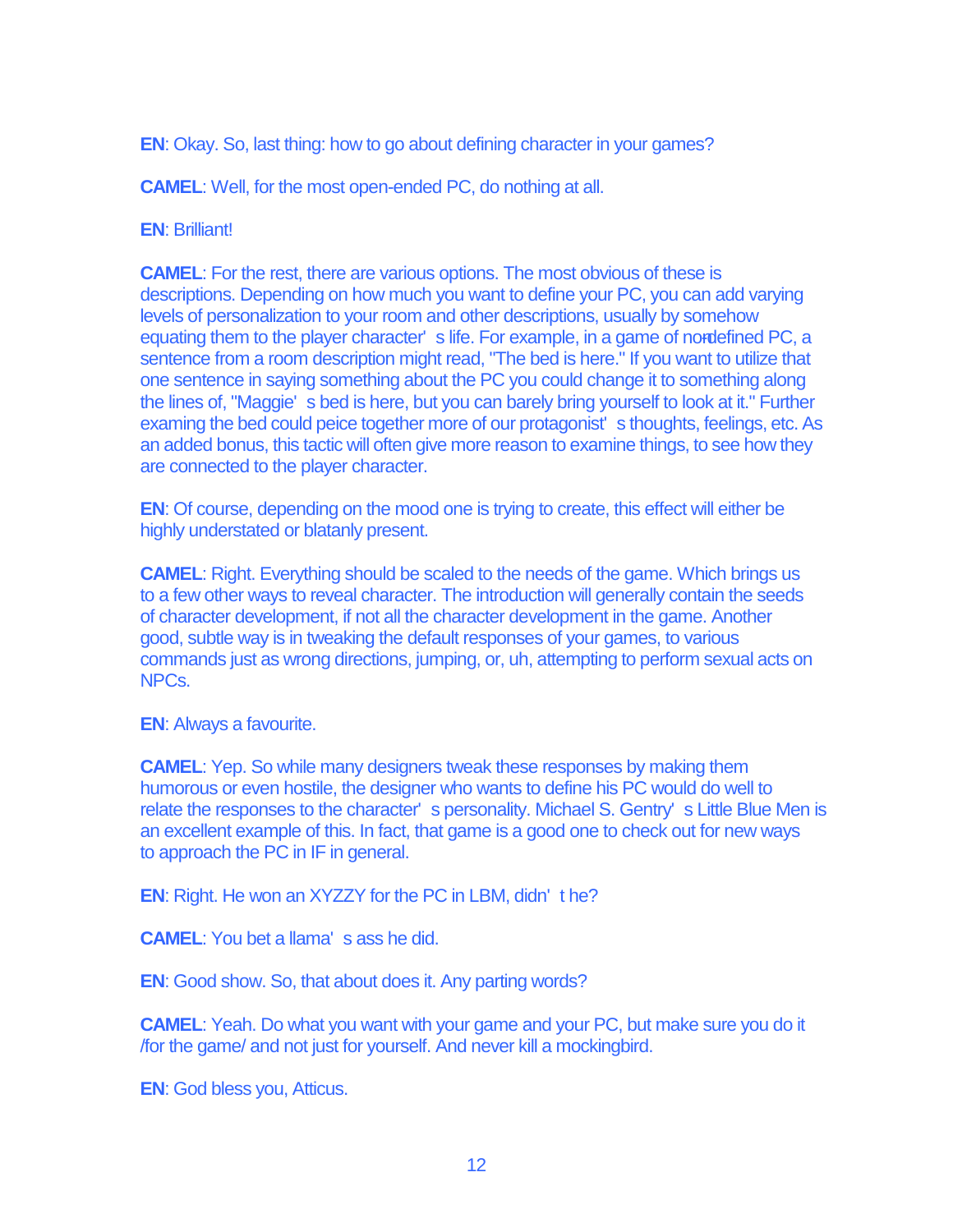**EN**: Okay. So, last thing: how to go about defining character in your games?

**CAMEL**: Well, for the most open-ended PC, do nothing at all.

**EN**: Brilliant!

**CAMEL**: For the rest, there are various options. The most obvious of these is descriptions. Depending on how much you want to define your PC, you can add varying levels of personalization to your room and other descriptions, usually by somehow equating them to the player character's life. For example, in a game of non-defined PC, a sentence from a room description might read, "The bed is here." If you want to utilize that one sentence in saying something about the PC you could change it to something along the lines of, "Maggie's bed is here, but you can barely bring yourself to look at it." Further examing the bed could peice together more of our protagonist's thoughts, feelings, etc. As an added bonus, this tactic will often give more reason to examine things, to see how they are connected to the player character.

**EN**: Of course, depending on the mood one is trying to create, this effect will either be highly understated or blatanly present.

**CAMEL**: Right. Everything should be scaled to the needs of the game. Which brings us to a few other ways to reveal character. The introduction will generally contain the seeds of character development, if not all the character development in the game. Another good, subtle way is in tweaking the default responses of your games, to various commands just as wrong directions, jumping, or, uh, attempting to perform sexual acts on NPCs.

**EN**: Always a favourite.

**CAMEL**: Yep. So while many designers tweak these responses by making them humorous or even hostile, the designer who wants to define his PC would do well to relate the responses to the character's personality. Michael S. Gentry's Little Blue Men is an excellent example of this. In fact, that game is a good one to check out for new ways to approach the PC in IF in general.

**EN**: Right. He won an XYZZY for the PC in LBM, didn't he?

**CAMEL**: You bet a llama's ass he did.

**EN**: Good show. So, that about does it. Any parting words?

**CAMEL**: Yeah. Do what you want with your game and your PC, but make sure you do it /for the game/ and not just for yourself. And never kill a mockingbird.

**EN**: God bless you, Atticus.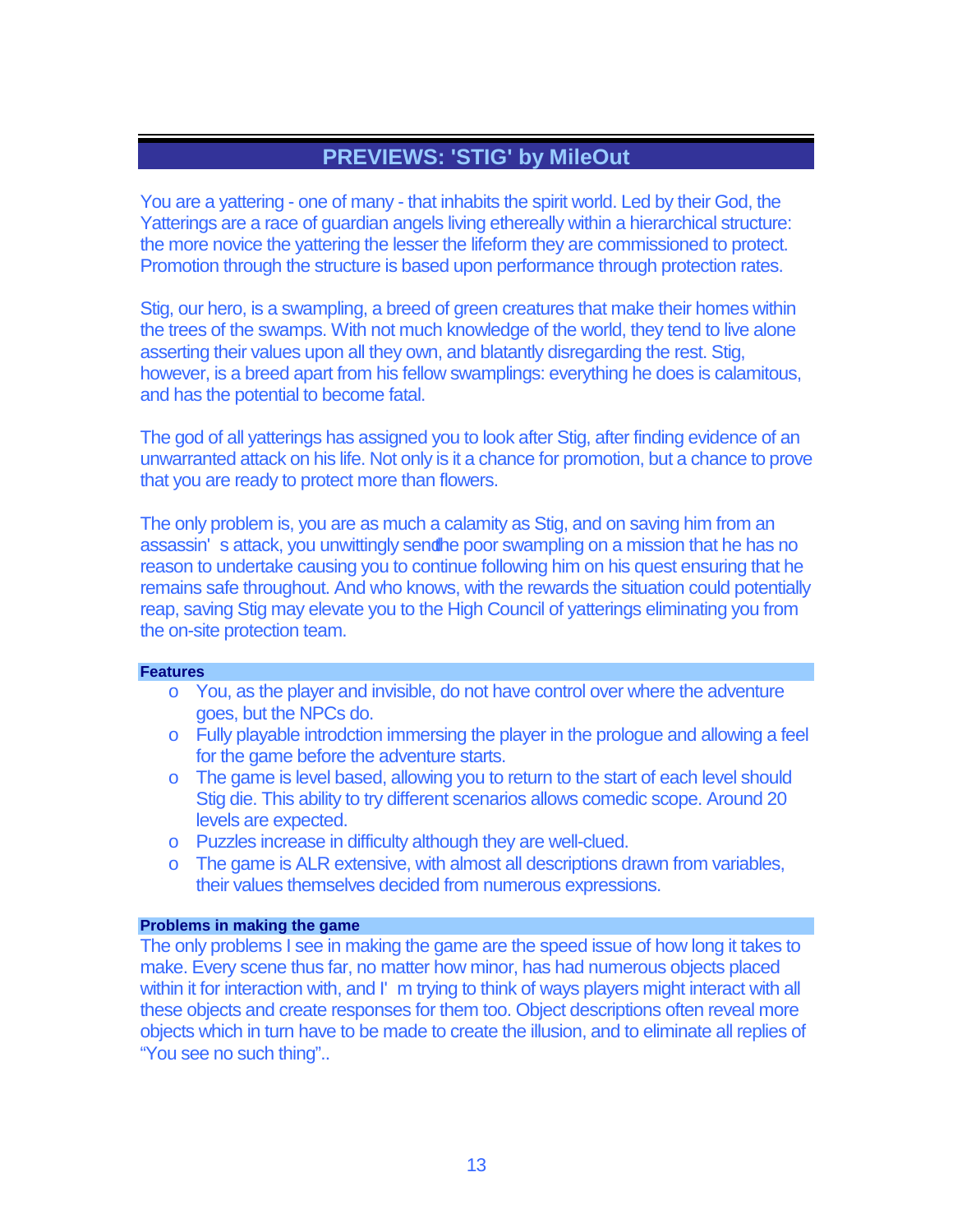## PREVIEWS: 'STIG' by MileOut

You are a yattering - one of many - that inhabits the spirit world. Led by their God, the Yatterings are a race of guardian angels living ethereally within a hierarchical structure: the more novice the yattering the lesser the lifeform they are commissioned to protect. Promotion through the structure is based upon performance through protection rates.

Stig, our hero, is a swampling, a breed of green creatures that make their homes within the trees of the swamps. With not much knowledge of the world, they tend to live alone asserting their values upon all they own, and blatantly disregarding the rest. Stig, however, is a breed apart from his fellow swamplings: everything he does is calamitous, and has the potential to become fatal.

The god of all yatterings has assigned you to look after Stig, after finding evidence of an unwarranted attack on his life. Not only is it a chance for promotion, but a chance to prove that you are ready to protect more than flowers.

The only problem is, you are as much a calamity as Stig, and on saving him from an assassin's attack, you unwittingly send the poor swampling on a mission that he has no reason to undertake causing you to continue following him on his quest ensuring that he remains safe throughout. And who knows, with the rewards the situation could potentially reap, saving Stig may elevate you to the High Council of yatterings eliminating you from the on-site protection team.

**Features**

- You, as the player and invisible, do not have control over where the adventure goes, but the NPCs do.
- Fully playable introdction immersing the player in the prologue and allowing a feel for the game before the adventure starts.
- The game is level based, allowing you to return to the start of each level should Stig die. This ability to try different scenarios allows comedic scope. Around 20 levels are expected.
- Puzzles increase in difficulty although they are well-clued.
- The game is ALR extensive, with almost all descriptions drawn from variables, their values themselves decided from numerous expressions.

**Problems in making the game**

The only problems I see in making the game are the speed issue of how long it takes to make. Every scene thus far, no matter how minor, has had numerous objects placed within it for interaction with, and I'm trying to think of ways players might interact with all these objects and create responses for them too. Object descriptions often reveal more objects which in turn have to be made to create the illusion, and to eliminate all replies of "You see no such thing"..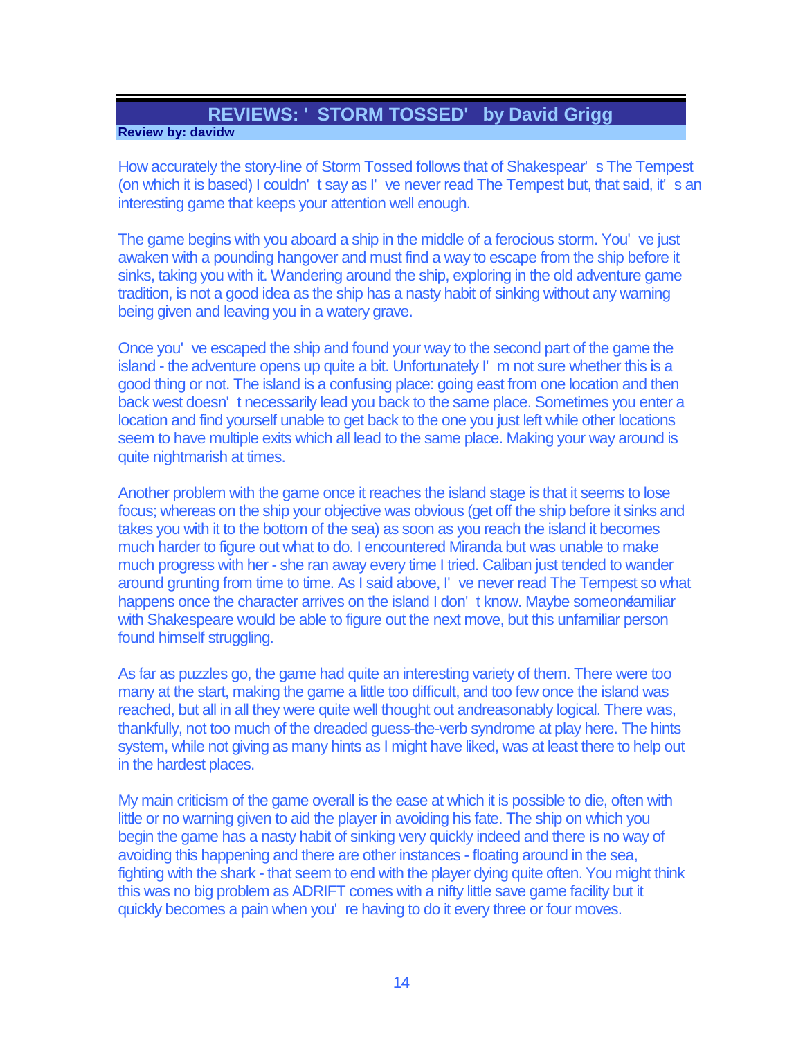## REVIEWS: 'STORM TOSSED' by David Grigg

**Review by: davidw**

How accurately the story-line of Storm Tossed follows that of Shakespear's The Tempest (on which it is based) I couldn't say as I've never read The Tempest but, that said, it's an interesting game that keeps your attention well enough.

The game begins with you aboard a ship in the middle of a ferocious storm. You've just awaken with a pounding hangover and must find a way to escape from the ship before it sinks, taking you with it. Wandering around the ship, exploring in the old adventure game tradition, is not a good idea as the ship has a nasty habit of sinking without any warning being given and leaving you in a watery grave.

Once you've escaped the ship and found your way to the second part of the game the island - the adventure opens up quite a bit. Unfortunately I'm not sure whether this is a good thing or not. The island is a confusing place: going east from one location and then back west doesn't necessarily lead you back to the same place. Sometimes you enter a location and find yourself unable to get back to the one you just left while other locations seem to have multiple exits which all lead to the same place. Making your way around is quite nightmarish at times.

Another problem with the game once it reaches the island stage is that it seems to lose focus; whereas on the ship your objective was obvious (get off the ship before it sinks and takes you with it to the bottom of the sea) as soon as you reach the island it becomes much harder to figure out what to do. I encountered Miranda but was unable to make much progress with her - she ran away every time I tried. Caliban just tended to wander around grunting from time to time. As I said above, I've never read The Tempest so what happens once the character arrives on the island I don't know. Maybe someone familiar with Shakespeare would be able to figure out the next move, but this unfamiliar person found himself struggling.

As far as puzzles go, the game had quite an interesting variety of them. There were too many at the start, making the game a little too difficult, and too few once the island was reached, but all in all they were quite well thought out and reasonably logical. There was, thankfully, not too much of the dreaded guess-the-verb syndrome at play here. The hints system, while not giving as many hints as I might have liked, was at least there to help out in the hardest places.

My main criticism of the game overall is the ease at which it is possible to die, often with little or no warning given to aid the player in avoiding his fate. The ship on which you begin the game has a nasty habit of sinking very quickly indeed and there is no way of avoiding this happening and there are other instances - floating around in the sea, fighting with the shark - that seem to end with the player dying quite often. You might think this was no big problem as ADRIFT comes with a nifty little save game facility but it quickly becomes a pain when you're having to do it every three or four moves.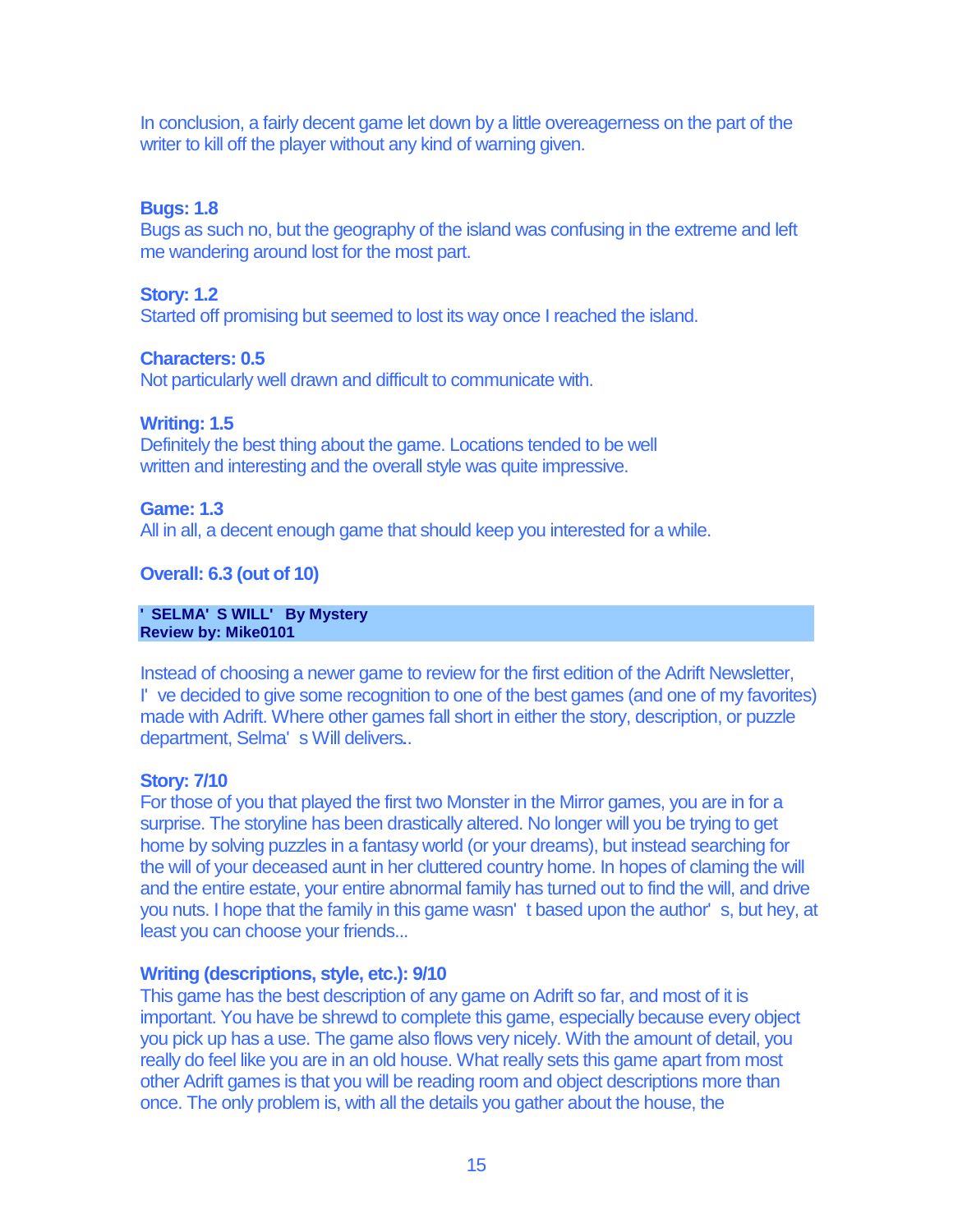In conclusion, a fairly decent game let down by a little overeagerness on the part of the writer to kill off the player without any kind of warning given.

**Bugs: 1.8**
Bugs as such no, but the geography of the island was confusing in the extreme and left me wandering around lost for the most part.

**Story: 1.2**
Started off promising but seemed to lost its way once I reached the island.

**Characters: 0.5**
Not particularly well drawn and difficult to communicate with.

**Writing: 1.5**
Definitely the best thing about the game. Locations tended to be well written and interesting and the overall style was quite impressive.

**Game: 1.3**
All in all, a decent enough game that should keep you interested for a while.

**Overall: 6.3 (out of 10)**

## ' SELMA' S WILL' By Mystery
**Review by: Mike0101**

Instead of choosing a newer game to review for the first edition of the Adrift Newsletter, I' ve decided to give some recognition to one of the best games (and one of my favorites) made with Adrift. Where other games fall short in either the story, description, or puzzle department, Selma' s Will delivers..

**Story: 7/10**
For those of you that played the first two Monster in the Mirror games, you are in for a surprise. The storyline has been drastically altered. No longer will you be trying to get home by solving puzzles in a fantasy world (or your dreams), but instead searching for the will of your deceased aunt in her cluttered country home. In hopes of claming the will and the entire estate, your entire abnormal family has turned out to find the will, and drive you nuts. I hope that the family in this game wasn' t based upon the author' s, but hey, at least you can choose your friends...

**Writing (descriptions, style, etc.): 9/10**
This game has the best description of any game on Adrift so far, and most of it is important. You have be shrewd to complete this game, especially because every object you pick up has a use. The game also flows very nicely. With the amount of detail, you really do feel like you are in an old house. What really sets this game apart from most other Adrift games is that you will be reading room and object descriptions more than once. The only problem is, with all the details you gather about the house, the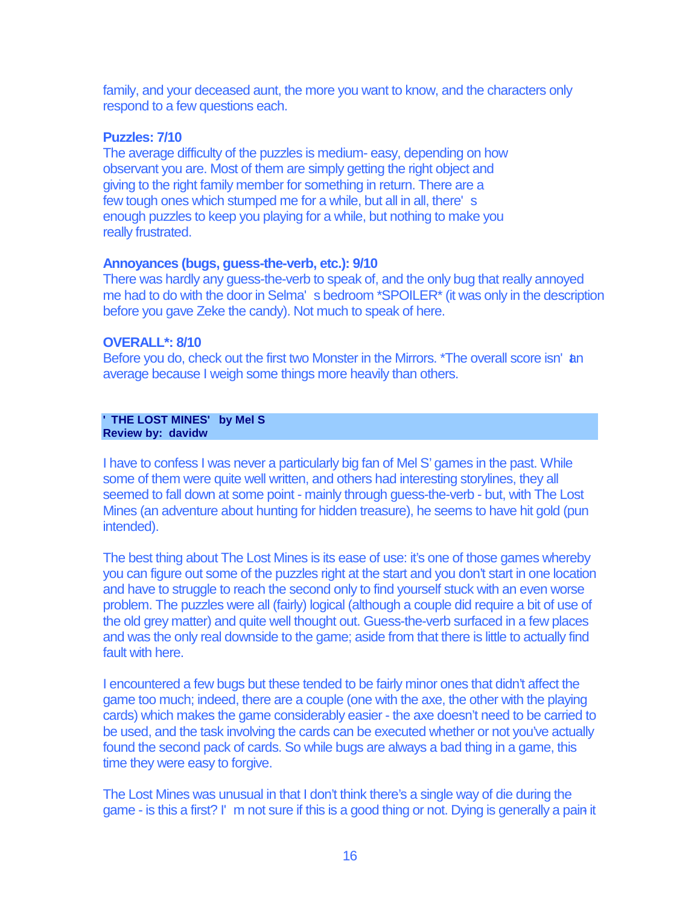family, and your deceased aunt, the more you want to know, and the characters only respond to a few questions each.

**Puzzles: 7/10**
The average difficulty of the puzzles is medium- easy, depending on how observant you are. Most of them are simply getting the right object and giving to the right family member for something in return. There are a few tough ones which stumped me for a while, but all in all, there's enough puzzles to keep you playing for a while, but nothing to make you really frustrated.

**Annoyances (bugs, guess-the-verb, etc.): 9/10**
There was hardly any guess-the-verb to speak of, and the only bug that really annoyed me had to do with the door in Selma's bedroom *SPOILER* (it was only in the description before you gave Zeke the candy). Not much to speak of here.

**OVERALL*: 8/10**
Before you do, check out the first two Monster in the Mirrors. *The overall score isn't an average because I weigh some things more heavily than others.

**'THE LOST MINES' by Mel S**
**Review by: davidw**

I have to confess I was never a particularly big fan of Mel S' games in the past. While some of them were quite well written, and others had interesting storylines, they all seemed to fall down at some point - mainly through guess-the-verb - but, with The Lost Mines (an adventure about hunting for hidden treasure), he seems to have hit gold (pun intended).

The best thing about The Lost Mines is its ease of use: it's one of those games whereby you can figure out some of the puzzles right at the start and you don't start in one location and have to struggle to reach the second only to find yourself stuck with an even worse problem. The puzzles were all (fairly) logical (although a couple did require a bit of use of the old grey matter) and quite well thought out. Guess-the-verb surfaced in a few places and was the only real downside to the game; aside from that there is little to actually find fault with here.

I encountered a few bugs but these tended to be fairly minor ones that didn't affect the game too much; indeed, there are a couple (one with the axe, the other with the playing cards) which makes the game considerably easier - the axe doesn't need to be carried to be used, and the task involving the cards can be executed whether or not you've actually found the second pack of cards. So while bugs are always a bad thing in a game, this time they were easy to forgive.

The Lost Mines was unusual in that I don't think there's a single way of die during the game - is this a first? I'm not sure if this is a good thing or not. Dying is generally a pain - it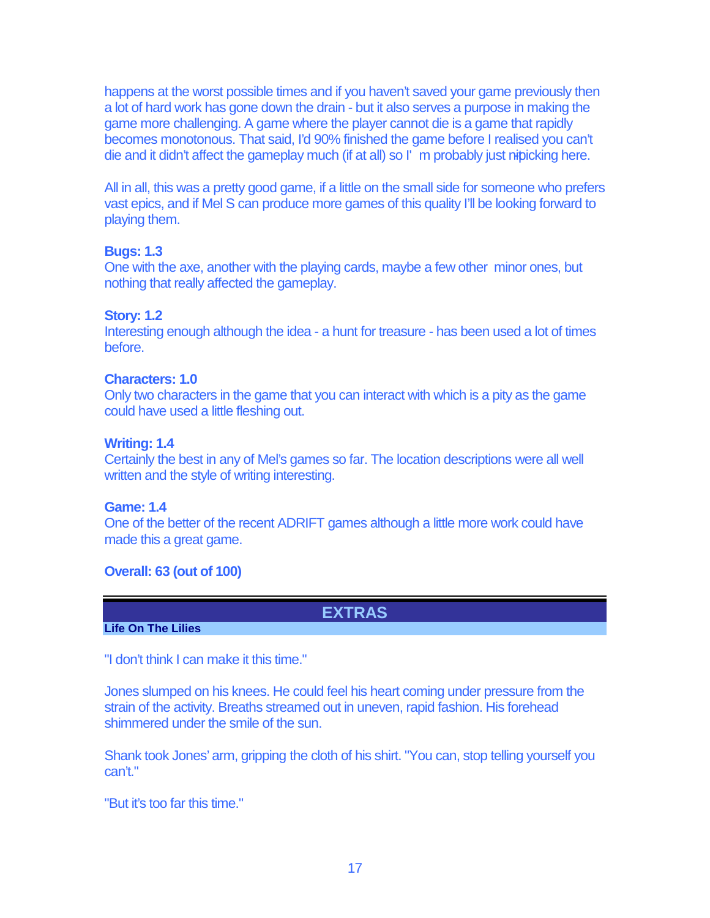happens at the worst possible times and if you haven't saved your game previously then a lot of hard work has gone down the drain - but it also serves a purpose in making the game more challenging. A game where the player cannot die is a game that rapidly becomes monotonous. That said, I'd 90% finished the game before I realised you can't die and it didn't affect the gameplay much (if at all) so I'm probably just nitpicking here.

All in all, this was a pretty good game, if a little on the small side for someone who prefers vast epics, and if Mel S can produce more games of this quality I'll be looking forward to playing them.

**Bugs: 1.3**
One with the axe, another with the playing cards, maybe a few other minor ones, but nothing that really affected the gameplay.

**Story: 1.2**
Interesting enough although the idea - a hunt for treasure - has been used a lot of times before.

**Characters: 1.0**
Only two characters in the game that you can interact with which is a pity as the game could have used a little fleshing out.

**Writing: 1.4**
Certainly the best in any of Mel's games so far. The location descriptions were all well written and the style of writing interesting.

**Game: 1.4**
One of the better of the recent ADRIFT games although a little more work could have made this a great game.

**Overall: 63 (out of 100)**

## EXTRAS

### Life On The Lilies

"I don't think I can make it this time."

Jones slumped on his knees. He could feel his heart coming under pressure from the strain of the activity. Breaths streamed out in uneven, rapid fashion. His forehead shimmered under the smile of the sun.

Shank took Jones' arm, gripping the cloth of his shirt. "You can, stop telling yourself you can't."

"But it's too far this time."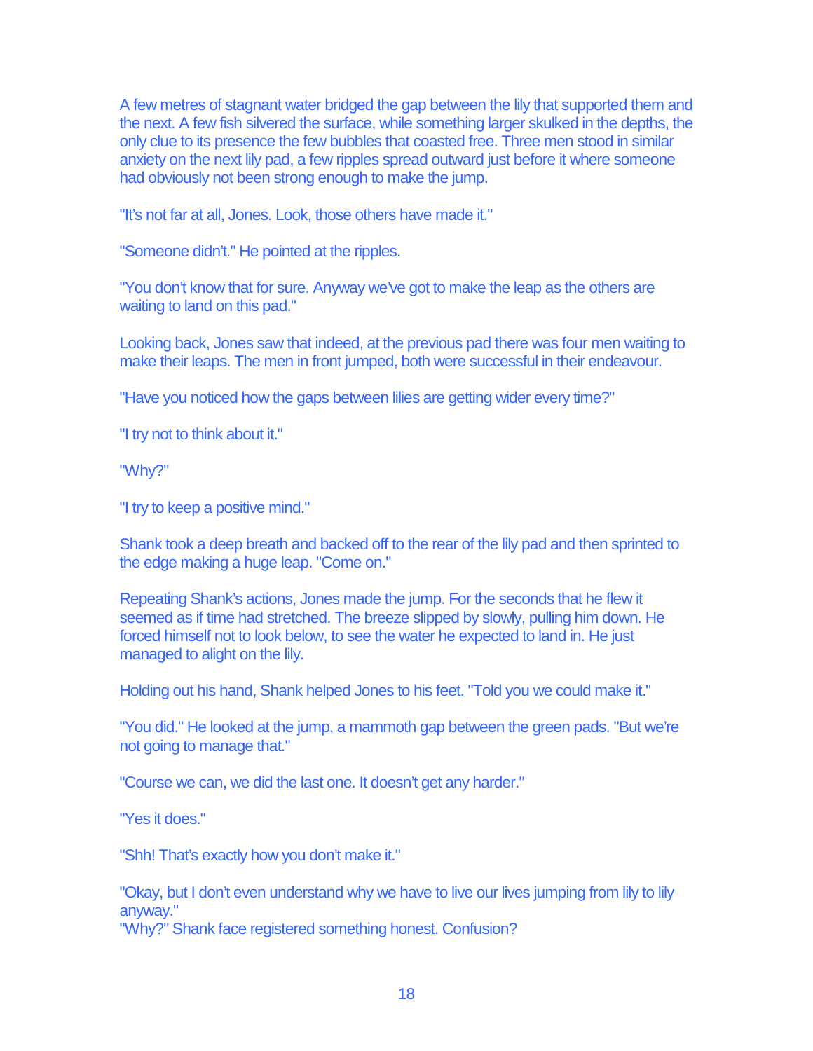A few metres of stagnant water bridged the gap between the lily that supported them and the next. A few fish silvered the surface, while something larger skulked in the depths, the only clue to its presence the few bubbles that coasted free. Three men stood in similar anxiety on the next lily pad, a few ripples spread outward just before it where someone had obviously not been strong enough to make the jump.

"It's not far at all, Jones. Look, those others have made it."

"Someone didn't." He pointed at the ripples.

"You don't know that for sure. Anyway we've got to make the leap as the others are waiting to land on this pad."

Looking back, Jones saw that indeed, at the previous pad there was four men waiting to make their leaps. The men in front jumped, both were successful in their endeavour.

"Have you noticed how the gaps between lilies are getting wider every time?"

"I try not to think about it."

"Why?"

"I try to keep a positive mind."

Shank took a deep breath and backed off to the rear of the lily pad and then sprinted to the edge making a huge leap. "Come on."

Repeating Shank's actions, Jones made the jump. For the seconds that he flew it seemed as if time had stretched. The breeze slipped by slowly, pulling him down. He forced himself not to look below, to see the water he expected to land in. He just managed to alight on the lily.

Holding out his hand, Shank helped Jones to his feet. "Told you we could make it."

"You did." He looked at the jump, a mammoth gap between the green pads. "But we're not going to manage that."

"Course we can, we did the last one. It doesn't get any harder."

"Yes it does."

"Shh! That's exactly how you don't make it."

"Okay, but I don't even understand why we have to live our lives jumping from lily to lily anyway."
"Why?" Shank face registered something honest. Confusion?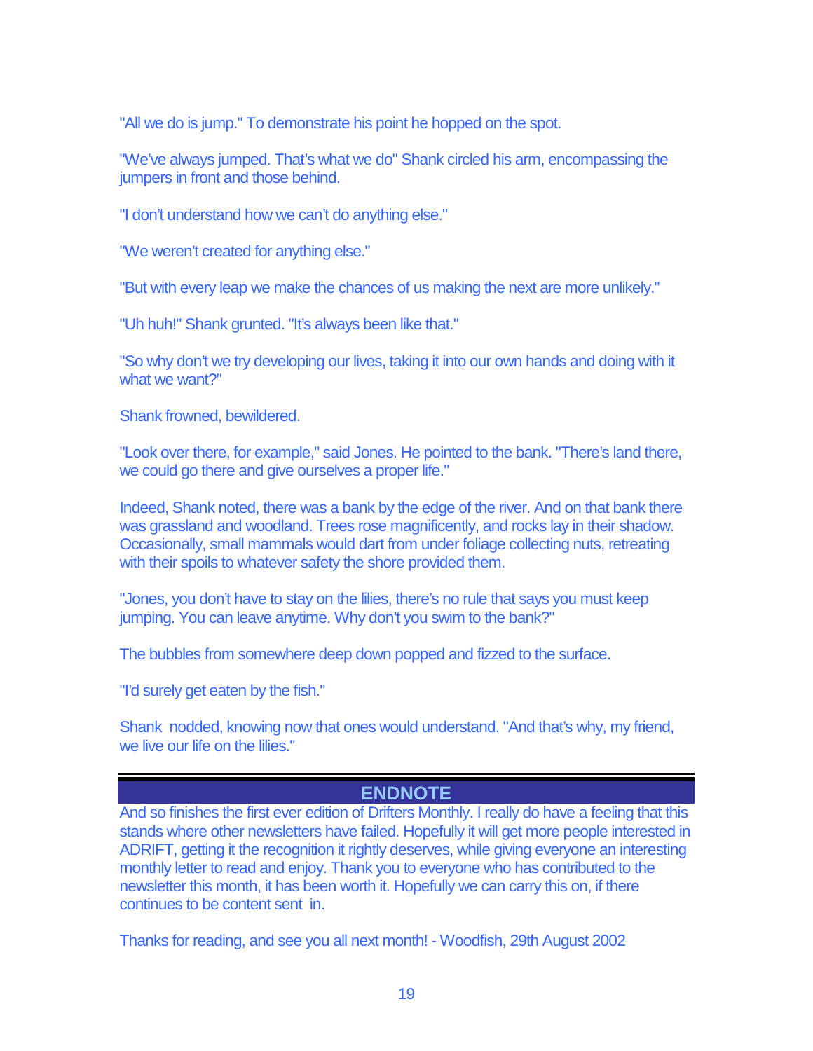"All we do is jump." To demonstrate his point he hopped on the spot.

"We've always jumped. That's what we do" Shank circled his arm, encompassing the jumpers in front and those behind.

"I don't understand how we can't do anything else."

"We weren't created for anything else."

"But with every leap we make the chances of us making the next are more unlikely."

"Uh huh!" Shank grunted. "It's always been like that."

"So why don't we try developing our lives, taking it into our own hands and doing with it what we want?"

Shank frowned, bewildered.

"Look over there, for example," said Jones. He pointed to the bank. "There's land there, we could go there and give ourselves a proper life."

Indeed, Shank noted, there was a bank by the edge of the river. And on that bank there was grassland and woodland. Trees rose magnificently, and rocks lay in their shadow. Occasionally, small mammals would dart from under foliage collecting nuts, retreating with their spoils to whatever safety the shore provided them.

"Jones, you don't have to stay on the lilies, there's no rule that says you must keep jumping. You can leave anytime. Why don't you swim to the bank?"

The bubbles from somewhere deep down popped and fizzed to the surface.

"I'd surely get eaten by the fish."

Shank nodded, knowing now that ones would understand. "And that's why, my friend, we live our life on the lilies."

## ENDNOTE

And so finishes the first ever edition of Drifters Monthly. I really do have a feeling that this stands where other newsletters have failed. Hopefully it will get more people interested in ADRIFT, getting it the recognition it rightly deserves, while giving everyone an interesting monthly letter to read and enjoy. Thank you to everyone who has contributed to the newsletter this month, it has been worth it. Hopefully we can carry this on, if there continues to be content sent in.

Thanks for reading, and see you all next month! - Woodfish, 29th August 2002